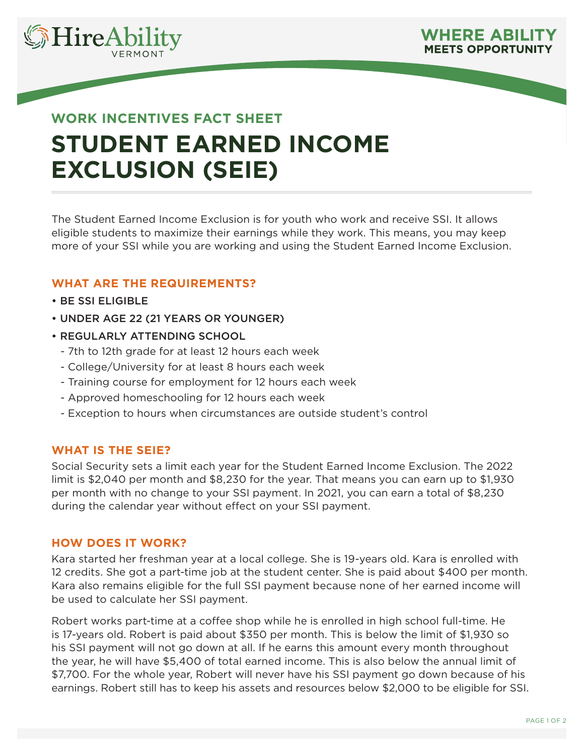HireAbility VERMONT

WHERE ABILITY MEETS OPPORTUNITY

## WORK INCENTIVES FACT SHEET

# STUDENT EARNED INCOME EXCLUSION (SEIE)

The Student Earned Income Exclusion is for youth who work and receive SSI. It allows eligible students to maximize their earnings while they work. This means, you may keep more of your SSI while you are working and using the Student Earned Income Exclusion.

### WHAT ARE THE REQUIREMENTS?

- BE SSI ELIGIBLE
- UNDER AGE 22 (21 YEARS OR YOUNGER)
- REGULARLY ATTENDING SCHOOL
  - 7th to 12th grade for at least 12 hours each week
  - College/University for at least 8 hours each week
  - Training course for employment for 12 hours each week
  - Approved homeschooling for 12 hours each week
  - Exception to hours when circumstances are outside student's control

### WHAT IS THE SEIE?

Social Security sets a limit each year for the Student Earned Income Exclusion. The 2022 limit is $2,040 per month and $8,230 for the year. That means you can earn up to $1,930 per month with no change to your SSI payment. In 2021, you can earn a total of $8,230 during the calendar year without effect on your SSI payment.

### HOW DOES IT WORK?

Kara started her freshman year at a local college. She is 19-years old. Kara is enrolled with 12 credits. She got a part-time job at the student center. She is paid about $400 per month. Kara also remains eligible for the full SSI payment because none of her earned income will be used to calculate her SSI payment.

Robert works part-time at a coffee shop while he is enrolled in high school full-time. He is 17-years old. Robert is paid about $350 per month. This is below the limit of $1,930 so his SSI payment will not go down at all. If he earns this amount every month throughout the year, he will have $5,400 of total earned income. This is also below the annual limit of $7,700. For the whole year, Robert will never have his SSI payment go down because of his earnings. Robert still has to keep his assets and resources below $2,000 to be eligible for SSI.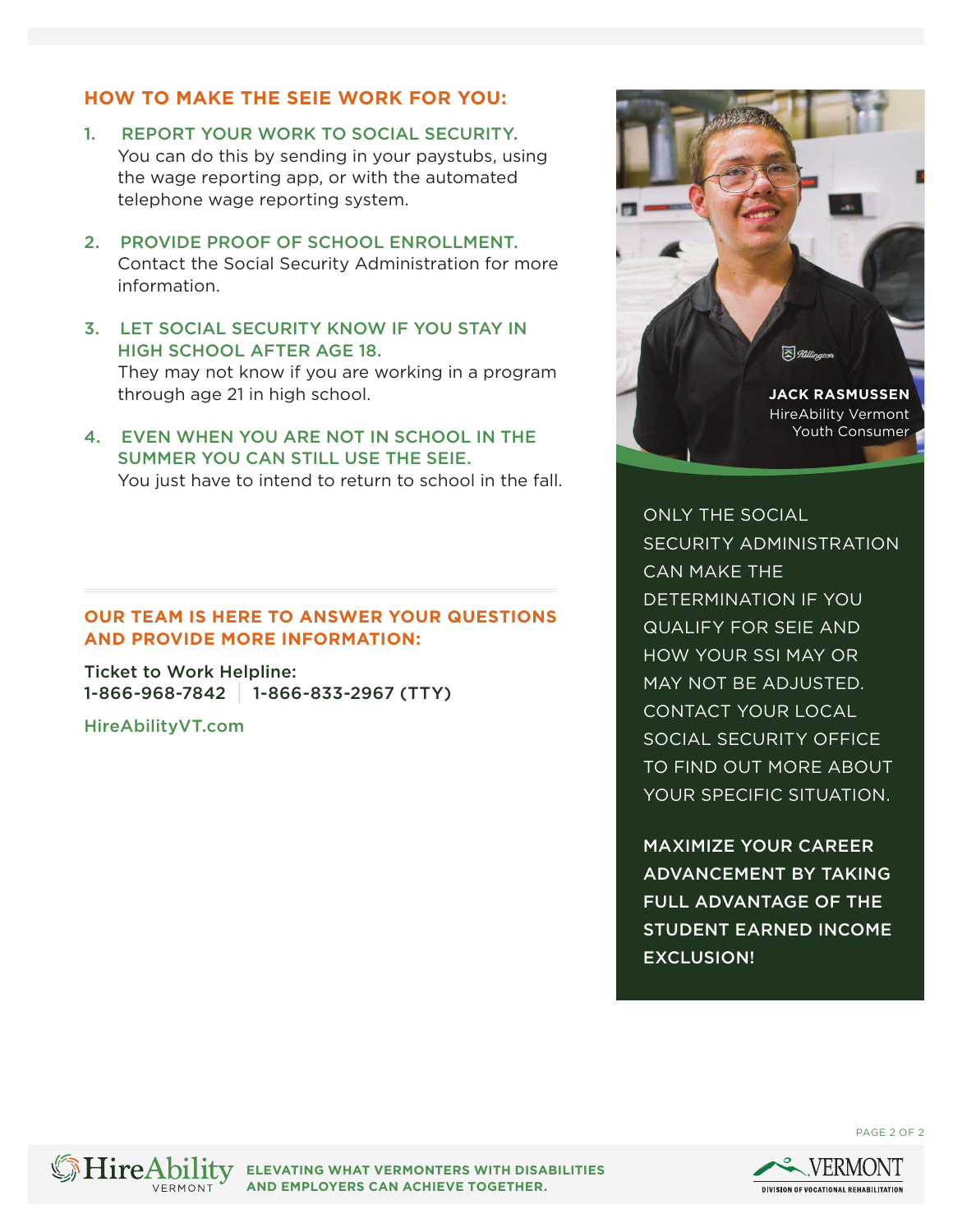## HOW TO MAKE THE SEIE WORK FOR YOU:

1. **REPORT YOUR WORK TO SOCIAL SECURITY.**
   You can do this by sending in your paystubs, using the wage reporting app, or with the automated telephone wage reporting system.

2. **PROVIDE PROOF OF SCHOOL ENROLLMENT.**
   Contact the Social Security Administration for more information.

3. **LET SOCIAL SECURITY KNOW IF YOU STAY IN HIGH SCHOOL AFTER AGE 18.**
   They may not know if you are working in a program through age 21 in high school.

4. **EVEN WHEN YOU ARE NOT IN SCHOOL IN THE SUMMER YOU CAN STILL USE THE SEIE.**
   You just have to intend to return to school in the fall.

---

## OUR TEAM IS HERE TO ANSWER YOUR QUESTIONS AND PROVIDE MORE INFORMATION:

Ticket to Work Helpline:
1-866-968-7842 | 1-866-833-2967 (TTY)

HireAbilityVT.com

**JACK RASMUSSEN**
HireAbility Vermont
Youth Consumer

ONLY THE SOCIAL SECURITY ADMINISTRATION CAN MAKE THE DETERMINATION IF YOU QUALIFY FOR SEIE AND HOW YOUR SSI MAY OR MAY NOT BE ADJUSTED. CONTACT YOUR LOCAL SOCIAL SECURITY OFFICE TO FIND OUT MORE ABOUT YOUR SPECIFIC SITUATION.

**MAXIMIZE YOUR CAREER ADVANCEMENT BY TAKING FULL ADVANTAGE OF THE STUDENT EARNED INCOME EXCLUSION!**

HireAbility VERMONT — **ELEVATING WHAT VERMONTERS WITH DISABILITIES AND EMPLOYERS CAN ACHIEVE TOGETHER.**

VERMONT DIVISION OF VOCATIONAL REHABILITATION